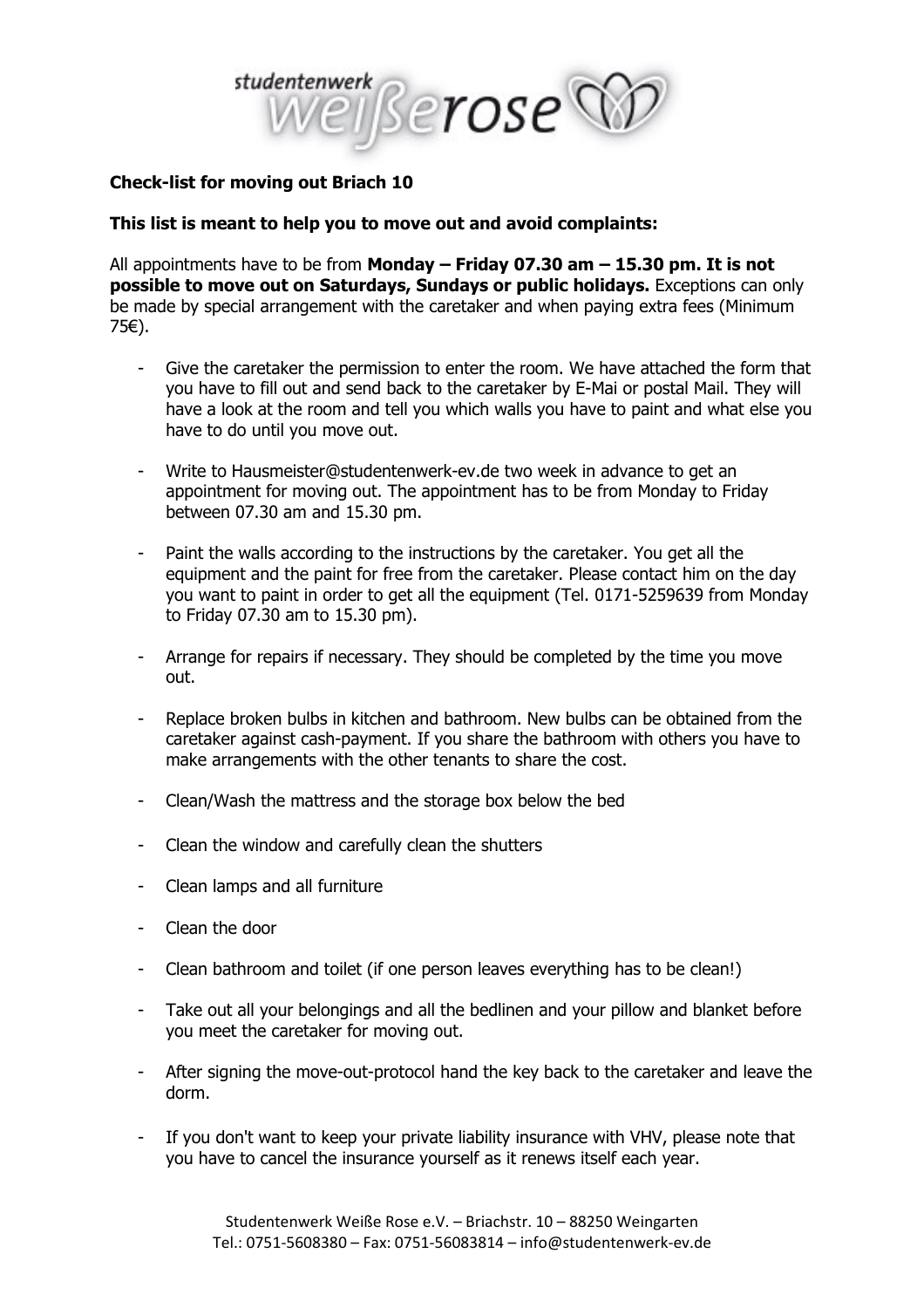**Check-list for moving out Briach 10**

**This list is meant to help you to move out and avoid complaints:**

All appointments have to be from **Monday – Friday 07.30 am – 15.30 pm. It is not possible to move out on Saturdays, Sundays or public holidays.** Exceptions can only be made by special arrangement with the caretaker and when paying extra fees (Minimum 75€).

- Give the caretaker the permission to enter the room. We have attached the form that you have to fill out and send back to the caretaker by E-Mai or postal Mail. They will have a look at the room and tell you which walls you have to paint and what else you have to do until you move out.

- Write to Hausmeister@studentenwerk-ev.de two week in advance to get an appointment for moving out. The appointment has to be from Monday to Friday between 07.30 am and 15.30 pm.

- Paint the walls according to the instructions by the caretaker. You get all the equipment and the paint for free from the caretaker. Please contact him on the day you want to paint in order to get all the equipment (Tel. 0171-5259639 from Monday to Friday 07.30 am to 15.30 pm).

- Arrange for repairs if necessary. They should be completed by the time you move out.

- Replace broken bulbs in kitchen and bathroom. New bulbs can be obtained from the caretaker against cash-payment. If you share the bathroom with others you have to make arrangements with the other tenants to share the cost.

- Clean/Wash the mattress and the storage box below the bed

- Clean the window and carefully clean the shutters

- Clean lamps and all furniture

- Clean the door

- Clean bathroom and toilet (if one person leaves everything has to be clean!)

- Take out all your belongings and all the bedlinen and your pillow and blanket before you meet the caretaker for moving out.

- After signing the move-out-protocol hand the key back to the caretaker and leave the dorm.

- If you don't want to keep your private liability insurance with VHV, please note that you have to cancel the insurance yourself as it renews itself each year.

Studentenwerk Weiße Rose e.V. – Briachstr. 10 – 88250 Weingarten
Tel.: 0751-5608380 – Fax: 0751-56083814 – info@studentenwerk-ev.de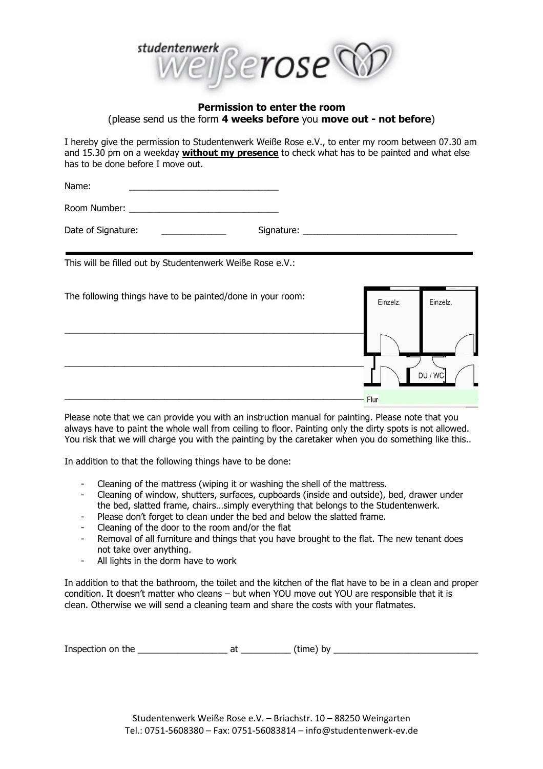**Permission to enter the room**
(please send us the form **4 weeks before** you **move out - not before**)

I hereby give the permission to Studentenwerk Weiße Rose e.V., to enter my room between 07.30 am and 15.30 pm on a weekday **without my presence** to check what has to be painted and what else has to be done before I move out.

Name: ______________________________

Room Number: ______________________________

Date of Signature: _____________ Signature: _______________________________

---

This will be filled out by Studentenwerk Weiße Rose e.V.:

The following things have to be painted/done in your room:

_______________________________________________________________

_______________________________________________________________

_______________________________________________________________

Einzelz.
Einzelz.
DU / WC
Flur

Please note that we can provide you with an instruction manual for painting. Please note that you always have to paint the whole wall from ceiling to floor. Painting only the dirty spots is not allowed. You risk that we will charge you with the painting by the caretaker when you do something like this..

In addition to that the following things have to be done:

- Cleaning of the mattress (wiping it or washing the shell of the mattress.
- Cleaning of window, shutters, surfaces, cupboards (inside and outside), bed, drawer under the bed, slatted frame, chairs…simply everything that belongs to the Studentenwerk.
- Please don't forget to clean under the bed and below the slatted frame.
- Cleaning of the door to the room and/or the flat
- Removal of all furniture and things that you have brought to the flat. The new tenant does not take over anything.
- All lights in the dorm have to work

In addition to that the bathroom, the toilet and the kitchen of the flat have to be in a clean and proper condition. It doesn't matter who cleans – but when YOU move out YOU are responsible that it is clean. Otherwise we will send a cleaning team and share the costs with your flatmates.

Inspection on the __________________ at __________ (time) by _____________________________

Studentenwerk Weiße Rose e.V. – Briachstr. 10 – 88250 Weingarten
Tel.: 0751-5608380 – Fax: 0751-56083814 – info@studentenwerk-ev.de